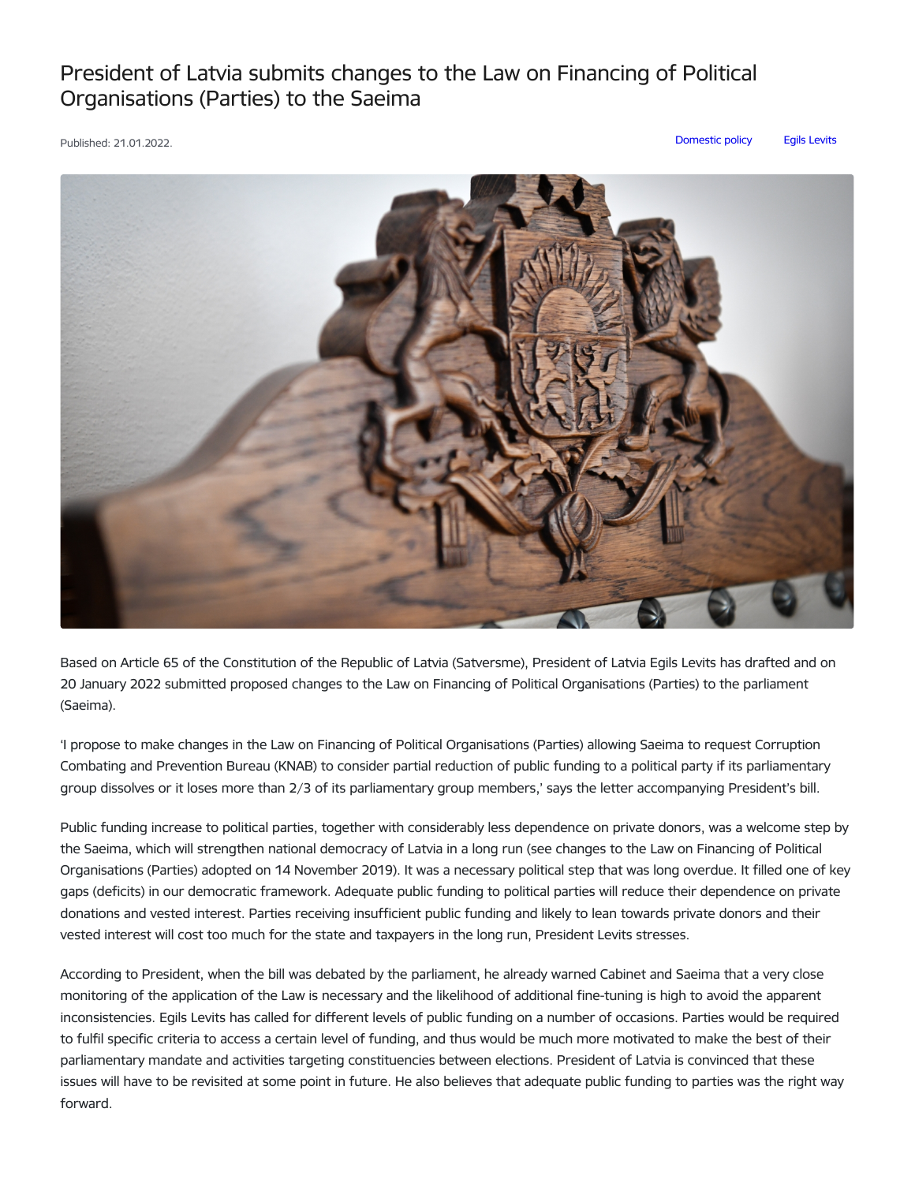# President of Latvia submits changes to the Law on Financing of Political Organisations (Parties) to the Saeima

Published: 21.01.2022.

Domestic policy Egils Levits

Based on Article 65 of the Constitution of the Republic of Latvia (Satversme), President of Latvia Egils Levits has drafted and on 20 January 2022 submitted proposed changes to the Law on Financing of Political Organisations (Parties) to the parliament (Saeima).

'I propose to make changes in the Law on Financing of Political Organisations (Parties) allowing Saeima to request Corruption Combating and Prevention Bureau (KNAB) to consider partial reduction of public funding to a political party if its parliamentary group dissolves or it loses more than 2/3 of its parliamentary group members,' says the letter accompanying President's bill.

Public funding increase to political parties, together with considerably less dependence on private donors, was a welcome step by the Saeima, which will strengthen national democracy of Latvia in a long run (see changes to the Law on Financing of Political Organisations (Parties) adopted on 14 November 2019). It was a necessary political step that was long overdue. It filled one of key gaps (deficits) in our democratic framework. Adequate public funding to political parties will reduce their dependence on private donations and vested interest. Parties receiving insufficient public funding and likely to lean towards private donors and their vested interest will cost too much for the state and taxpayers in the long run, President Levits stresses.

According to President, when the bill was debated by the parliament, he already warned Cabinet and Saeima that a very close monitoring of the application of the Law is necessary and the likelihood of additional fine-tuning is high to avoid the apparent inconsistencies. Egils Levits has called for different levels of public funding on a number of occasions. Parties would be required to fulfil specific criteria to access a certain level of funding, and thus would be much more motivated to make the best of their parliamentary mandate and activities targeting constituencies between elections. President of Latvia is convinced that these issues will have to be revisited at some point in future. He also believes that adequate public funding to parties was the right way forward.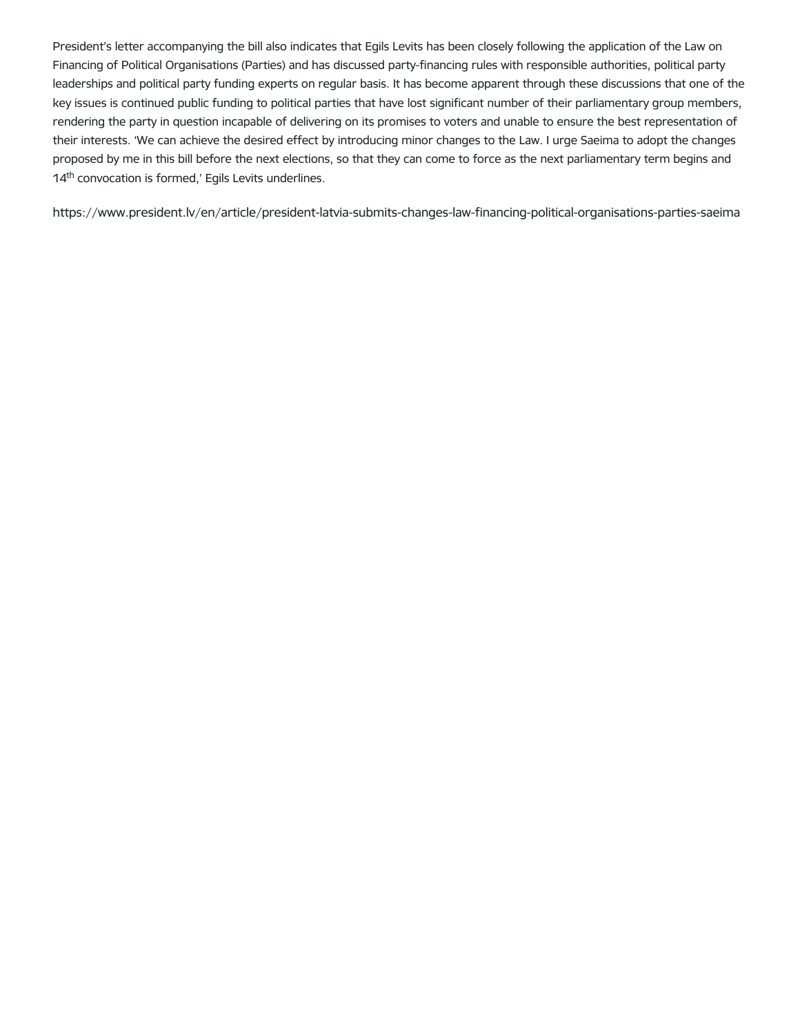President's letter accompanying the bill also indicates that Egils Levits has been closely following the application of the Law on Financing of Political Organisations (Parties) and has discussed party-financing rules with responsible authorities, political party leaderships and political party funding experts on regular basis. It has become apparent through these discussions that one of the key issues is continued public funding to political parties that have lost significant number of their parliamentary group members, rendering the party in question incapable of delivering on its promises to voters and unable to ensure the best representation of their interests. 'We can achieve the desired effect by introducing minor changes to the Law. I urge Saeima to adopt the changes proposed by me in this bill before the next elections, so that they can come to force as the next parliamentary term begins and 14th convocation is formed,' Egils Levits underlines.

https://www.president.lv/en/article/president-latvia-submits-changes-law-financing-political-organisations-parties-saeima